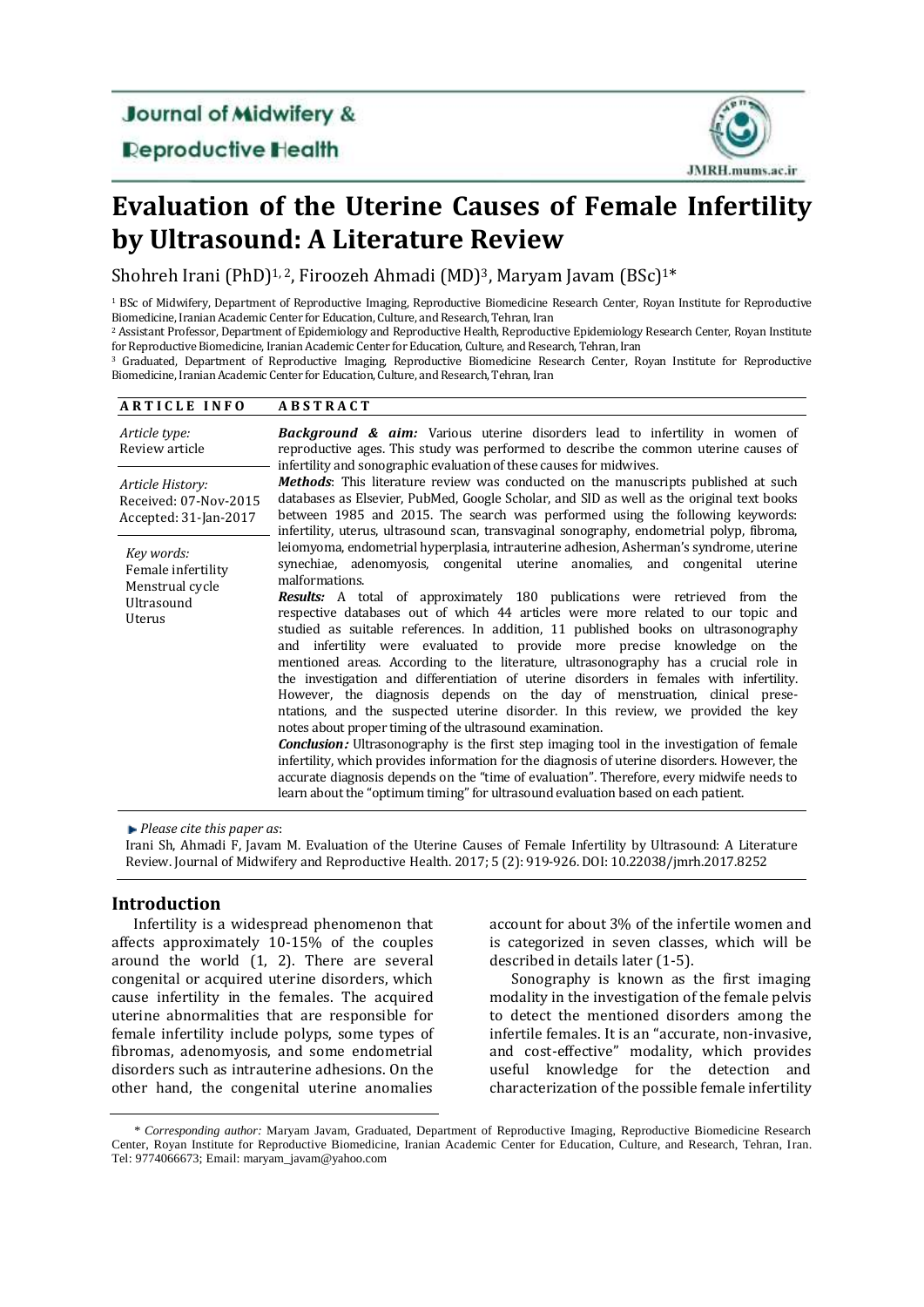Journal of Midwifery & Reproductive Health

# Evaluation of the Uterine Causes of Female Infertility by Ultrasound: A Literature Review

Shohreh Irani (PhD)[1, 2], Firoozeh Ahmadi (MD)[3], Maryam Javam (BSc)[1*]

[1] BSc of Midwifery, Department of Reproductive Imaging, Reproductive Biomedicine Research Center, Royan Institute for Reproductive Biomedicine, Iranian Academic Center for Education, Culture, and Research, Tehran, Iran

[2] Assistant Professor, Department of Epidemiology and Reproductive Health, Reproductive Epidemiology Research Center, Royan Institute for Reproductive Biomedicine, Iranian Academic Center for Education, Culture, and Research, Tehran, Iran

[3] Graduated, Department of Reproductive Imaging, Reproductive Biomedicine Research Center, Royan Institute for Reproductive Biomedicine, Iranian Academic Center for Education, Culture, and Research, Tehran, Iran

**ARTICLE INFO**

*Article type:*
Review article

*Article History:*
Received: 07-Nov-2015
Accepted: 31-Jan-2017

*Key words:*
Female infertility
Menstrual cycle
Ultrasound
Uterus

**ABSTRACT**

***Background & aim:*** Various uterine disorders lead to infertility in women of reproductive ages. This study was performed to describe the common uterine causes of infertility and sonographic evaluation of these causes for midwives.

***Methods***: This literature review was conducted on the manuscripts published at such databases as Elsevier, PubMed, Google Scholar, and SID as well as the original text books between 1985 and 2015. The search was performed using the following keywords: infertility, uterus, ultrasound scan, transvaginal sonography, endometrial polyp, fibroma, leiomyoma, endometrial hyperplasia, intrauterine adhesion, Asherman's syndrome, uterine synechiae, adenomyosis, congenital uterine anomalies, and congenital uterine malformations.

***Results:*** A total of approximately 180 publications were retrieved from the respective databases out of which 44 articles were more related to our topic and studied as suitable references. In addition, 11 published books on ultrasonography and infertility were evaluated to provide more precise knowledge on the mentioned areas. According to the literature, ultrasonography has a crucial role in the investigation and differentiation of uterine disorders in females with infertility. However, the diagnosis depends on the day of menstruation, clinical presentations, and the suspected uterine disorder. In this review, we provided the key notes about proper timing of the ultrasound examination.

***Conclusion:*** Ultrasonography is the first step imaging tool in the investigation of female infertility, which provides information for the diagnosis of uterine disorders. However, the accurate diagnosis depends on the "time of evaluation". Therefore, every midwife needs to learn about the "optimum timing" for ultrasound evaluation based on each patient.

► *Please cite this paper as*:
Irani Sh, Ahmadi F, Javam M. Evaluation of the Uterine Causes of Female Infertility by Ultrasound: A Literature Review. Journal of Midwifery and Reproductive Health. 2017; 5 (2): 919-926. DOI: 10.22038/jmrh.2017.8252

## Introduction

Infertility is a widespread phenomenon that affects approximately 10-15% of the couples around the world (1, 2). There are several congenital or acquired uterine disorders, which cause infertility in the females. The acquired uterine abnormalities that are responsible for female infertility include polyps, some types of fibromas, adenomyosis, and some endometrial disorders such as intrauterine adhesions. On the other hand, the congenital uterine anomalies account for about 3% of the infertile women and is categorized in seven classes, which will be described in details later (1-5).

Sonography is known as the first imaging modality in the investigation of the female pelvis to detect the mentioned disorders among the infertile females. It is an "accurate, non-invasive, and cost-effective" modality, which provides useful knowledge for the detection and characterization of the possible female infertility

\* *Corresponding author:* Maryam Javam, Graduated, Department of Reproductive Imaging, Reproductive Biomedicine Research Center, Royan Institute for Reproductive Biomedicine, Iranian Academic Center for Education, Culture, and Research, Tehran, Iran. Tel: 9774066673; Email: maryam_javam@yahoo.com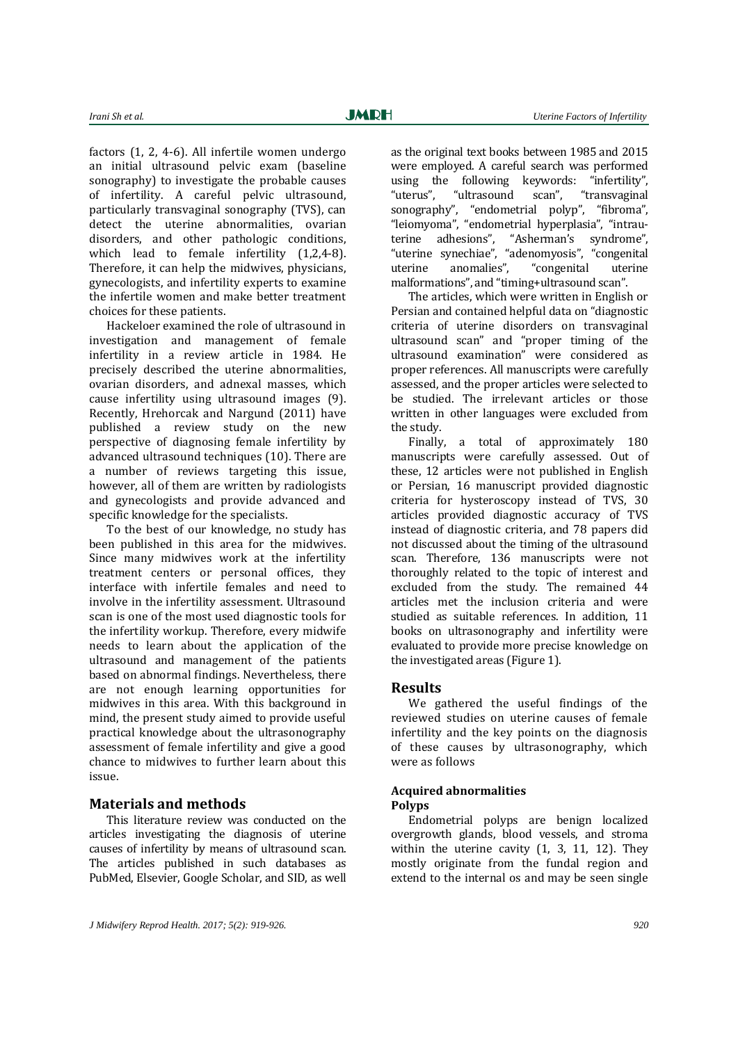factors (1, 2, 4-6). All infertile women undergo an initial ultrasound pelvic exam (baseline sonography) to investigate the probable causes of infertility. A careful pelvic ultrasound, particularly transvaginal sonography (TVS), can detect the uterine abnormalities, ovarian disorders, and other pathologic conditions, which lead to female infertility (1,2,4-8). Therefore, it can help the midwives, physicians, gynecologists, and infertility experts to examine the infertile women and make better treatment choices for these patients.

Hackeloer examined the role of ultrasound in investigation and management of female infertility in a review article in 1984. He precisely described the uterine abnormalities, ovarian disorders, and adnexal masses, which cause infertility using ultrasound images (9). Recently, Hrehorcak and Nargund (2011) have published a review study on the new perspective of diagnosing female infertility by advanced ultrasound techniques (10). There are a number of reviews targeting this issue, however, all of them are written by radiologists and gynecologists and provide advanced and specific knowledge for the specialists.

To the best of our knowledge, no study has been published in this area for the midwives. Since many midwives work at the infertility treatment centers or personal offices, they interface with infertile females and need to involve in the infertility assessment. Ultrasound scan is one of the most used diagnostic tools for the infertility workup. Therefore, every midwife needs to learn about the application of the ultrasound and management of the patients based on abnormal findings. Nevertheless, there are not enough learning opportunities for midwives in this area. With this background in mind, the present study aimed to provide useful practical knowledge about the ultrasonography assessment of female infertility and give a good chance to midwives to further learn about this issue.

## Materials and methods

This literature review was conducted on the articles investigating the diagnosis of uterine causes of infertility by means of ultrasound scan. The articles published in such databases as PubMed, Elsevier, Google Scholar, and SID, as well as the original text books between 1985 and 2015 were employed. A careful search was performed using the following keywords: "infertility", "uterus", "ultrasound scan", "transvaginal sonography", "endometrial polyp", "fibroma", "leiomyoma", "endometrial hyperplasia", "intrauterine adhesions", "Asherman's syndrome", "uterine synechiae", "adenomyosis", "congenital uterine anomalies", "congenital uterine malformations", and "timing+ultrasound scan".

The articles, which were written in English or Persian and contained helpful data on "diagnostic criteria of uterine disorders on transvaginal ultrasound scan" and "proper timing of the ultrasound examination" were considered as proper references. All manuscripts were carefully assessed, and the proper articles were selected to be studied. The irrelevant articles or those written in other languages were excluded from the study.

Finally, a total of approximately 180 manuscripts were carefully assessed. Out of these, 12 articles were not published in English or Persian, 16 manuscript provided diagnostic criteria for hysteroscopy instead of TVS, 30 articles provided diagnostic accuracy of TVS instead of diagnostic criteria, and 78 papers did not discussed about the timing of the ultrasound scan. Therefore, 136 manuscripts were not thoroughly related to the topic of interest and excluded from the study. The remained 44 articles met the inclusion criteria and were studied as suitable references. In addition, 11 books on ultrasonography and infertility were evaluated to provide more precise knowledge on the investigated areas (Figure 1).

## Results

We gathered the useful findings of the reviewed studies on uterine causes of female infertility and the key points on the diagnosis of these causes by ultrasonography, which were as follows

### Acquired abnormalities

#### Polyps

Endometrial polyps are benign localized overgrowth glands, blood vessels, and stroma within the uterine cavity (1, 3, 11, 12). They mostly originate from the fundal region and extend to the internal os and may be seen single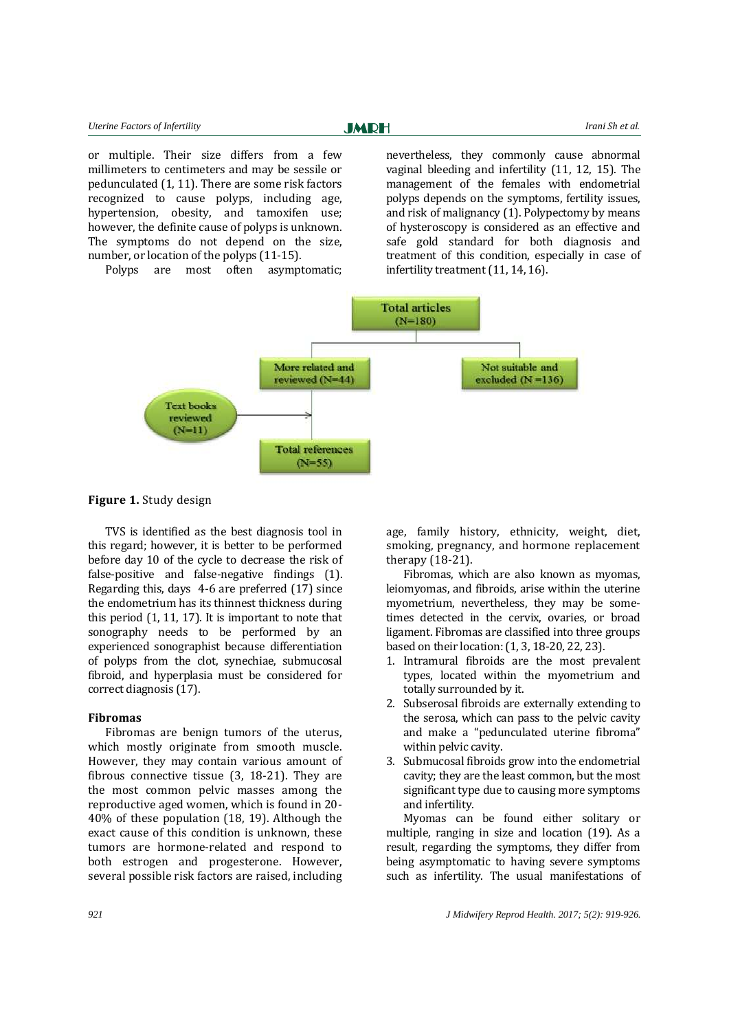or multiple. Their size differs from a few millimeters to centimeters and may be sessile or pedunculated (1, 11). There are some risk factors recognized to cause polyps, including age, hypertension, obesity, and tamoxifen use; however, the definite cause of polyps is unknown. The symptoms do not depend on the size, number, or location of the polyps (11-15).

Polyps are most often asymptomatic; nevertheless, they commonly cause abnormal vaginal bleeding and infertility (11, 12, 15). The management of the females with endometrial polyps depends on the symptoms, fertility issues, and risk of malignancy (1). Polypectomy by means of hysteroscopy is considered as an effective and safe gold standard for both diagnosis and treatment of this condition, especially in case of infertility treatment (11, 14, 16).

Total articles (N=180)

More related and reviewed (N=44)

Not suitable and excluded (N =136)

Text books reviewed (N=11)

Total references (N=55)

**Figure 1.** Study design

TVS is identified as the best diagnosis tool in this regard; however, it is better to be performed before day 10 of the cycle to decrease the risk of false-positive and false-negative findings (1). Regarding this, days 4-6 are preferred (17) since the endometrium has its thinnest thickness during this period (1, 11, 17). It is important to note that sonography needs to be performed by an experienced sonographist because differentiation of polyps from the clot, synechiae, submucosal fibroid, and hyperplasia must be considered for correct diagnosis (17).

### Fibromas

Fibromas are benign tumors of the uterus, which mostly originate from smooth muscle. However, they may contain various amount of fibrous connective tissue (3, 18-21). They are the most common pelvic masses among the reproductive aged women, which is found in 20-40% of these population (18, 19). Although the exact cause of this condition is unknown, these tumors are hormone-related and respond to both estrogen and progesterone. However, several possible risk factors are raised, including age, family history, ethnicity, weight, diet, smoking, pregnancy, and hormone replacement therapy (18-21).

Fibromas, which are also known as myomas, leiomyomas, and fibroids, arise within the uterine myometrium, nevertheless, they may be sometimes detected in the cervix, ovaries, or broad ligament. Fibromas are classified into three groups based on their location: (1, 3, 18-20, 22, 23).

1. Intramural fibroids are the most prevalent types, located within the myometrium and totally surrounded by it.
2. Subserosal fibroids are externally extending to the serosa, which can pass to the pelvic cavity and make a "pedunculated uterine fibroma" within pelvic cavity.
3. Submucosal fibroids grow into the endometrial cavity; they are the least common, but the most significant type due to causing more symptoms and infertility.

Myomas can be found either solitary or multiple, ranging in size and location (19). As a result, regarding the symptoms, they differ from being asymptomatic to having severe symptoms such as infertility. The usual manifestations of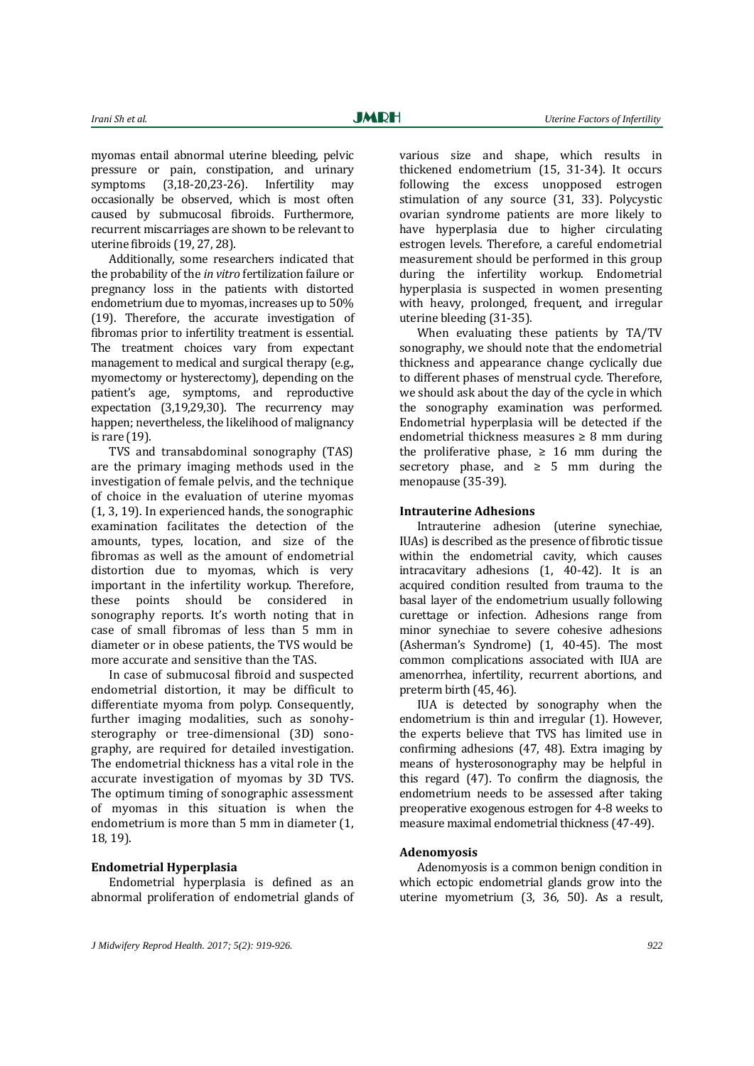myomas entail abnormal uterine bleeding, pelvic pressure or pain, constipation, and urinary symptoms (3,18-20,23-26). Infertility may occasionally be observed, which is most often caused by submucosal fibroids. Furthermore, recurrent miscarriages are shown to be relevant to uterine fibroids (19, 27, 28).

Additionally, some researchers indicated that the probability of the *in vitro* fertilization failure or pregnancy loss in the patients with distorted endometrium due to myomas, increases up to 50% (19). Therefore, the accurate investigation of fibromas prior to infertility treatment is essential. The treatment choices vary from expectant management to medical and surgical therapy (e.g., myomectomy or hysterectomy), depending on the patient's age, symptoms, and reproductive expectation (3,19,29,30). The recurrency may happen; nevertheless, the likelihood of malignancy is rare (19).

TVS and transabdominal sonography (TAS) are the primary imaging methods used in the investigation of female pelvis, and the technique of choice in the evaluation of uterine myomas (1, 3, 19). In experienced hands, the sonographic examination facilitates the detection of the amounts, types, location, and size of the fibromas as well as the amount of endometrial distortion due to myomas, which is very important in the infertility workup. Therefore, these points should be considered in sonography reports. It's worth noting that in case of small fibromas of less than 5 mm in diameter or in obese patients, the TVS would be more accurate and sensitive than the TAS.

In case of submucosal fibroid and suspected endometrial distortion, it may be difficult to differentiate myoma from polyp. Consequently, further imaging modalities, such as sonohysterography or tree-dimensional (3D) sonography, are required for detailed investigation. The endometrial thickness has a vital role in the accurate investigation of myomas by 3D TVS. The optimum timing of sonographic assessment of myomas in this situation is when the endometrium is more than 5 mm in diameter (1, 18, 19).

### Endometrial Hyperplasia

Endometrial hyperplasia is defined as an abnormal proliferation of endometrial glands of various size and shape, which results in thickened endometrium (15, 31-34). It occurs following the excess unopposed estrogen stimulation of any source (31, 33). Polycystic ovarian syndrome patients are more likely to have hyperplasia due to higher circulating estrogen levels. Therefore, a careful endometrial measurement should be performed in this group during the infertility workup. Endometrial hyperplasia is suspected in women presenting with heavy, prolonged, frequent, and irregular uterine bleeding (31-35).

When evaluating these patients by TA/TV sonography, we should note that the endometrial thickness and appearance change cyclically due to different phases of menstrual cycle. Therefore, we should ask about the day of the cycle in which the sonography examination was performed. Endometrial hyperplasia will be detected if the endometrial thickness measures $\geq 8$ mm during the proliferative phase, $\geq 16$ mm during the secretory phase, and $\geq 5$ mm during the menopause (35-39).

### Intrauterine Adhesions

Intrauterine adhesion (uterine synechiae, IUAs) is described as the presence of fibrotic tissue within the endometrial cavity, which causes intracavitary adhesions (1, 40-42). It is an acquired condition resulted from trauma to the basal layer of the endometrium usually following curettage or infection. Adhesions range from minor synechiae to severe cohesive adhesions (Asherman's Syndrome) (1, 40-45). The most common complications associated with IUA are amenorrhea, infertility, recurrent abortions, and preterm birth (45, 46).

IUA is detected by sonography when the endometrium is thin and irregular (1). However, the experts believe that TVS has limited use in confirming adhesions (47, 48). Extra imaging by means of hysterosonography may be helpful in this regard (47). To confirm the diagnosis, the endometrium needs to be assessed after taking preoperative exogenous estrogen for 4-8 weeks to measure maximal endometrial thickness (47-49).

### Adenomyosis

Adenomyosis is a common benign condition in which ectopic endometrial glands grow into the uterine myometrium (3, 36, 50). As a result,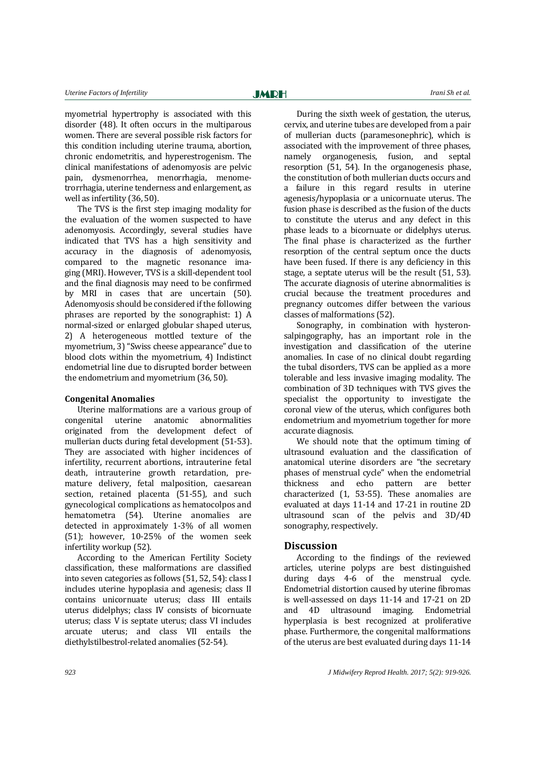myometrial hypertrophy is associated with this disorder (48). It often occurs in the multiparous women. There are several possible risk factors for this condition including uterine trauma, abortion, chronic endometritis, and hyperestrogenism. The clinical manifestations of adenomyosis are pelvic pain, dysmenorrhea, menorrhagia, menometrorrhagia, uterine tenderness and enlargement, as well as infertility (36, 50).

The TVS is the first step imaging modality for the evaluation of the women suspected to have adenomyosis. Accordingly, several studies have indicated that TVS has a high sensitivity and accuracy in the diagnosis of adenomyosis, compared to the magnetic resonance imaging (MRI). However, TVS is a skill-dependent tool and the final diagnosis may need to be confirmed by MRI in cases that are uncertain (50). Adenomyosis should be considered if the following phrases are reported by the sonographist: 1) A normal-sized or enlarged globular shaped uterus, 2) A heterogeneous mottled texture of the myometrium, 3) "Swiss cheese appearance" due to blood clots within the myometrium, 4) Indistinct endometrial line due to disrupted border between the endometrium and myometrium (36, 50).

### Congenital Anomalies

Uterine malformations are a various group of congenital uterine anatomic abnormalities originated from the development defect of mullerian ducts during fetal development (51-53). They are associated with higher incidences of infertility, recurrent abortions, intrauterine fetal death, intrauterine growth retardation, premature delivery, fetal malposition, caesarean section, retained placenta (51-55), and such gynecological complications as hematocolpos and hematometra (54). Uterine anomalies are detected in approximately 1-3% of all women (51); however, 10-25% of the women seek infertility workup (52).

According to the American Fertility Society classification, these malformations are classified into seven categories as follows (51, 52, 54): class I includes uterine hypoplasia and agenesis; class II contains unicornuate uterus; class III entails uterus didelphys; class IV consists of bicornuate uterus; class V is septate uterus; class VI includes arcuate uterus; and class VII entails the diethylstilbestrol-related anomalies (52-54).

During the sixth week of gestation, the uterus, cervix, and uterine tubes are developed from a pair of mullerian ducts (paramesonephric), which is associated with the improvement of three phases, namely organogenesis, fusion, and septal resorption (51, 54). In the organogenesis phase, the constitution of both mullerian ducts occurs and a failure in this regard results in uterine agenesis/hypoplasia or a unicornuate uterus. The fusion phase is described as the fusion of the ducts to constitute the uterus and any defect in this phase leads to a bicornuate or didelphys uterus. The final phase is characterized as the further resorption of the central septum once the ducts have been fused. If there is any deficiency in this stage, a septate uterus will be the result (51, 53). The accurate diagnosis of uterine abnormalities is crucial because the treatment procedures and pregnancy outcomes differ between the various classes of malformations (52).

Sonography, in combination with hysteronsalpingography, has an important role in the investigation and classification of the uterine anomalies. In case of no clinical doubt regarding the tubal disorders, TVS can be applied as a more tolerable and less invasive imaging modality. The combination of 3D techniques with TVS gives the specialist the opportunity to investigate the coronal view of the uterus, which configures both endometrium and myometrium together for more accurate diagnosis.

We should note that the optimum timing of ultrasound evaluation and the classification of anatomical uterine disorders are "the secretary phases of menstrual cycle" when the endometrial thickness and echo pattern are better characterized (1, 53-55). These anomalies are evaluated at days 11-14 and 17-21 in routine 2D ultrasound scan of the pelvis and 3D/4D sonography, respectively.

## Discussion

According to the findings of the reviewed articles, uterine polyps are best distinguished during days 4-6 of the menstrual cycle. Endometrial distortion caused by uterine fibromas is well-assessed on days 11-14 and 17-21 on 2D and 4D ultrasound imaging. Endometrial hyperplasia is best recognized at proliferative phase. Furthermore, the congenital malformations of the uterus are best evaluated during days 11-14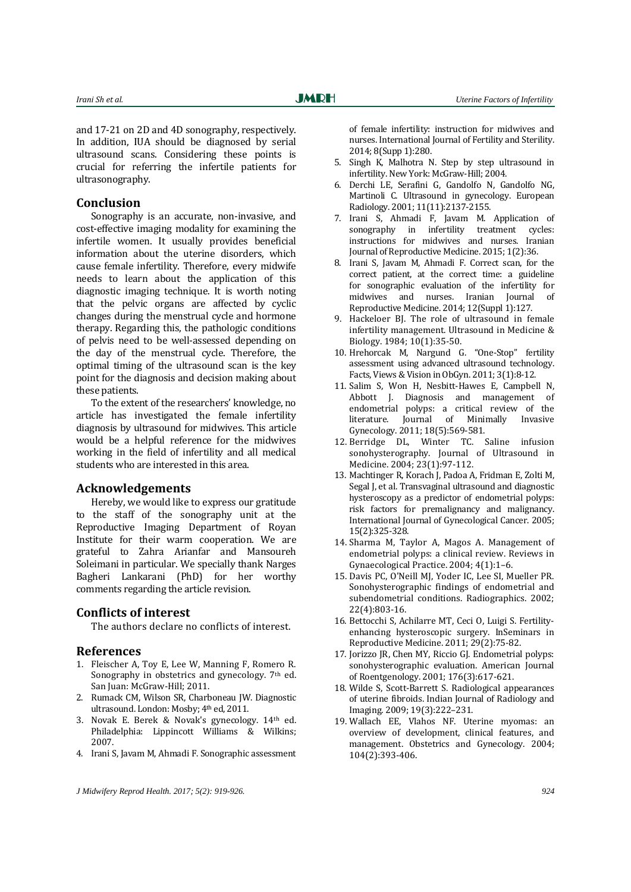and 17-21 on 2D and 4D sonography, respectively. In addition, IUA should be diagnosed by serial ultrasound scans. Considering these points is crucial for referring the infertile patients for ultrasonography.

## Conclusion

Sonography is an accurate, non-invasive, and cost-effective imaging modality for examining the infertile women. It usually provides beneficial information about the uterine disorders, which cause female infertility. Therefore, every midwife needs to learn about the application of this diagnostic imaging technique. It is worth noting that the pelvic organs are affected by cyclic changes during the menstrual cycle and hormone therapy. Regarding this, the pathologic conditions of pelvis need to be well-assessed depending on the day of the menstrual cycle. Therefore, the optimal timing of the ultrasound scan is the key point for the diagnosis and decision making about these patients.

To the extent of the researchers' knowledge, no article has investigated the female infertility diagnosis by ultrasound for midwives. This article would be a helpful reference for the midwives working in the field of infertility and all medical students who are interested in this area.

## Acknowledgements

Hereby, we would like to express our gratitude to the staff of the sonography unit at the Reproductive Imaging Department of Royan Institute for their warm cooperation. We are grateful to Zahra Arianfar and Mansoureh Soleimani in particular. We specially thank Narges Bagheri Lankarani (PhD) for her worthy comments regarding the article revision.

## Conflicts of interest

The authors declare no conflicts of interest.

## References

1. Fleischer A, Toy E, Lee W, Manning F, Romero R. Sonography in obstetrics and gynecology. 7th ed. San Juan: McGraw-Hill; 2011.
2. Rumack CM, Wilson SR, Charboneau JW. Diagnostic ultrasound. London: Mosby; 4th ed, 2011.
3. Novak E. Berek & Novak's gynecology. 14th ed. Philadelphia: Lippincott Williams & Wilkins; 2007.
4. Irani S, Javam M, Ahmadi F. Sonographic assessment of female infertility: instruction for midwives and nurses. International Journal of Fertility and Sterility. 2014; 8(Supp 1):280.
5. Singh K, Malhotra N. Step by step ultrasound in infertility. New York: McGraw-Hill; 2004.
6. Derchi LE, Serafini G, Gandolfo N, Gandolfo NG, Martinoli C. Ultrasound in gynecology. European Radiology. 2001; 11(11):2137-2155.
7. Irani S, Ahmadi F, Javam M. Application of sonography in infertility treatment cycles: instructions for midwives and nurses. Iranian Journal of Reproductive Medicine. 2015; 1(2):36.
8. Irani S, Javam M, Ahmadi F. Correct scan, for the correct patient, at the correct time: a guideline for sonographic evaluation of the infertility for midwives and nurses. Iranian Journal of Reproductive Medicine. 2014; 12(Suppl 1):127.
9. Hackeloer BJ. The role of ultrasound in female infertility management. Ultrasound in Medicine & Biology. 1984; 10(1):35-50.
10. Hrehorcak M, Nargund G. "One-Stop" fertility assessment using advanced ultrasound technology. Facts, Views & Vision in ObGyn. 2011; 3(1):8-12.
11. Salim S, Won H, Nesbitt-Hawes E, Campbell N, Abbott J. Diagnosis and management of endometrial polyps: a critical review of the literature. Journal of Minimally Invasive Gynecology. 2011; 18(5):569-581.
12. Berridge DL, Winter TC. Saline infusion sonohysterography. Journal of Ultrasound in Medicine. 2004; 23(1):97-112.
13. Machtinger R, Korach J, Padoa A, Fridman E, Zolti M, Segal J, et al. Transvaginal ultrasound and diagnostic hysteroscopy as a predictor of endometrial polyps: risk factors for premalignancy and malignancy. International Journal of Gynecological Cancer. 2005; 15(2):325-328.
14. Sharma M, Taylor A, Magos A. Management of endometrial polyps: a clinical review. Reviews in Gynaecological Practice. 2004; 4(1):1–6.
15. Davis PC, O'Neill MJ, Yoder IC, Lee SI, Mueller PR. Sonohysterographic findings of endometrial and subendometrial conditions. Radiographics. 2002; 22(4):803-16.
16. Bettocchi S, Achilarre MT, Ceci O, Luigi S. Fertility-enhancing hysteroscopic surgery. InSeminars in Reproductive Medicine. 2011; 29(2):75-82.
17. Jorizzo JR, Chen MY, Riccio GJ. Endometrial polyps: sonohysterographic evaluation. American Journal of Roentgenology. 2001; 176(3):617-621.
18. Wilde S, Scott-Barrett S. Radiological appearances of uterine fibroids. Indian Journal of Radiology and Imaging. 2009; 19(3):222–231.
19. Wallach EE, Vlahos NF. Uterine myomas: an overview of development, clinical features, and management. Obstetrics and Gynecology. 2004; 104(2):393-406.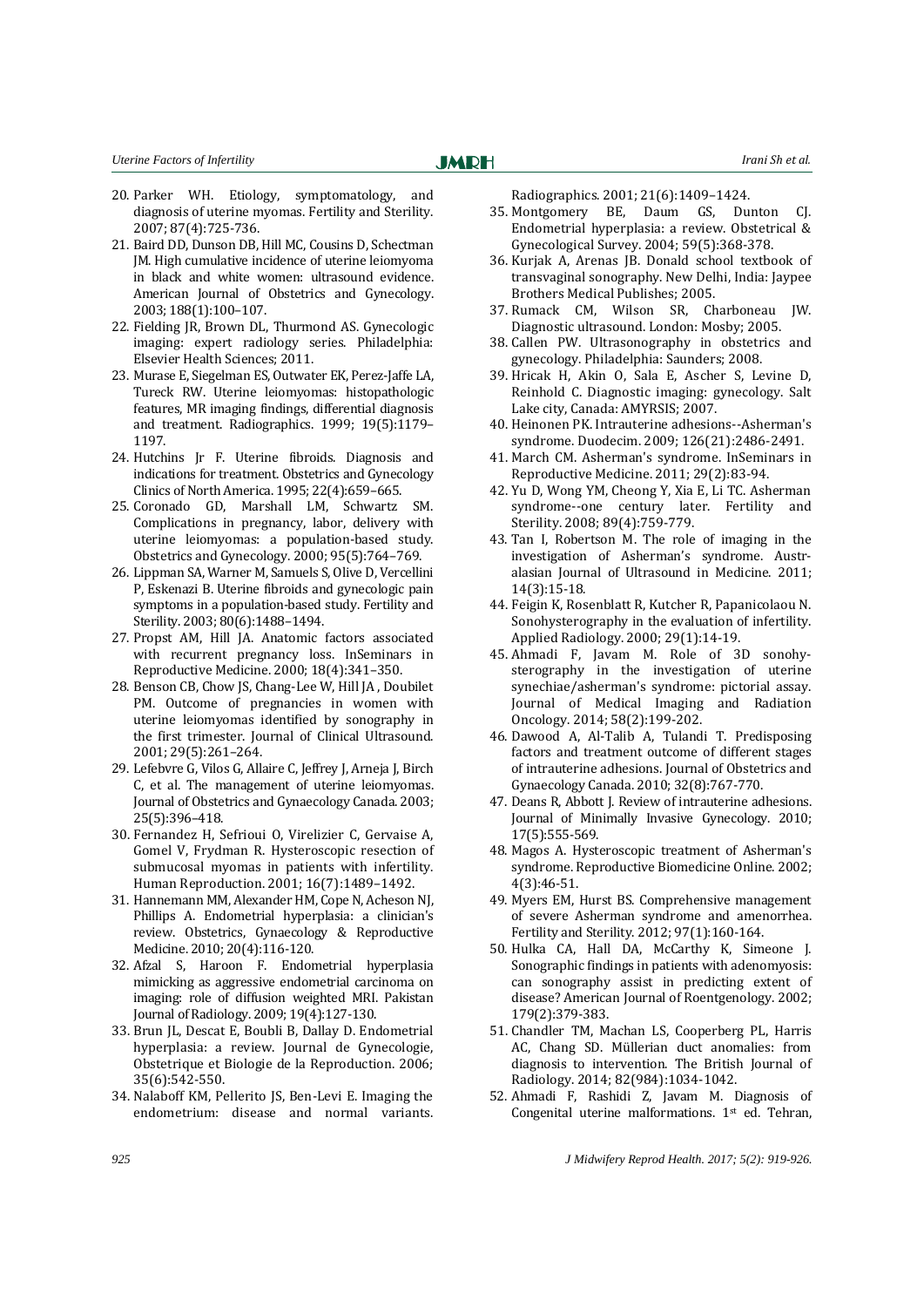20. Parker WH. Etiology, symptomatology, and diagnosis of uterine myomas. Fertility and Sterility. 2007; 87(4):725-736.
21. Baird DD, Dunson DB, Hill MC, Cousins D, Schectman JM. High cumulative incidence of uterine leiomyoma in black and white women: ultrasound evidence. American Journal of Obstetrics and Gynecology. 2003; 188(1):100–107.
22. Fielding JR, Brown DL, Thurmond AS. Gynecologic imaging: expert radiology series. Philadelphia: Elsevier Health Sciences; 2011.
23. Murase E, Siegelman ES, Outwater EK, Perez-Jaffe LA, Tureck RW. Uterine leiomyomas: histopathologic features, MR imaging findings, differential diagnosis and treatment. Radiographics. 1999; 19(5):1179–1197.
24. Hutchins Jr F. Uterine fibroids. Diagnosis and indications for treatment. Obstetrics and Gynecology Clinics of North America. 1995; 22(4):659–665.
25. Coronado GD, Marshall LM, Schwartz SM. Complications in pregnancy, labor, delivery with uterine leiomyomas: a population-based study. Obstetrics and Gynecology. 2000; 95(5):764–769.
26. Lippman SA, Warner M, Samuels S, Olive D, Vercellini P, Eskenazi B. Uterine fibroids and gynecologic pain symptoms in a population-based study. Fertility and Sterility. 2003; 80(6):1488–1494.
27. Propst AM, Hill JA. Anatomic factors associated with recurrent pregnancy loss. InSeminars in Reproductive Medicine. 2000; 18(4):341–350.
28. Benson CB, Chow JS, Chang-Lee W, Hill JA , Doubilet PM. Outcome of pregnancies in women with uterine leiomyomas identified by sonography in the first trimester. Journal of Clinical Ultrasound. 2001; 29(5):261–264.
29. Lefebvre G, Vilos G, Allaire C, Jeffrey J, Arneja J, Birch C, et al. The management of uterine leiomyomas. Journal of Obstetrics and Gynaecology Canada. 2003; 25(5):396–418.
30. Fernandez H, Sefrioui O, Virelizier C, Gervaise A, Gomel V, Frydman R. Hysteroscopic resection of submucosal myomas in patients with infertility. Human Reproduction. 2001; 16(7):1489–1492.
31. Hannemann MM, Alexander HM, Cope N, Acheson NJ, Phillips A. Endometrial hyperplasia: a clinician's review. Obstetrics, Gynaecology & Reproductive Medicine. 2010; 20(4):116-120.
32. Afzal S, Haroon F. Endometrial hyperplasia mimicking as aggressive endometrial carcinoma on imaging: role of diffusion weighted MRI. Pakistan Journal of Radiology. 2009; 19(4):127-130.
33. Brun JL, Descat E, Boubli B, Dallay D. Endometrial hyperplasia: a review. Journal de Gynecologie, Obstetrique et Biologie de la Reproduction. 2006; 35(6):542-550.
34. Nalaboff KM, Pellerito JS, Ben-Levi E. Imaging the endometrium: disease and normal variants. Radiographics. 2001; 21(6):1409–1424.
35. Montgomery BE, Daum GS, Dunton CJ. Endometrial hyperplasia: a review. Obstetrical & Gynecological Survey. 2004; 59(5):368-378.
36. Kurjak A, Arenas JB. Donald school textbook of transvaginal sonography. New Delhi, India: Jaypee Brothers Medical Publishes; 2005.
37. Rumack CM, Wilson SR, Charboneau JW. Diagnostic ultrasound. London: Mosby; 2005.
38. Callen PW. Ultrasonography in obstetrics and gynecology. Philadelphia: Saunders; 2008.
39. Hricak H, Akin O, Sala E, Ascher S, Levine D, Reinhold C. Diagnostic imaging: gynecology. Salt Lake city, Canada: AMYRSIS; 2007.
40. Heinonen PK. Intrauterine adhesions--Asherman's syndrome. Duodecim. 2009; 126(21):2486-2491.
41. March CM. Asherman's syndrome. InSeminars in Reproductive Medicine. 2011; 29(2):83-94.
42. Yu D, Wong YM, Cheong Y, Xia E, Li TC. Asherman syndrome--one century later. Fertility and Sterility. 2008; 89(4):759-779.
43. Tan I, Robertson M. The role of imaging in the investigation of Asherman's syndrome. Australasian Journal of Ultrasound in Medicine. 2011; 14(3):15-18.
44. Feigin K, Rosenblatt R, Kutcher R, Papanicolaou N. Sonohysterography in the evaluation of infertility. Applied Radiology. 2000; 29(1):14-19.
45. Ahmadi F, Javam M. Role of 3D sonohysterography in the investigation of uterine synechiae/asherman's syndrome: pictorial assay. Journal of Medical Imaging and Radiation Oncology. 2014; 58(2):199-202.
46. Dawood A, Al-Talib A, Tulandi T. Predisposing factors and treatment outcome of different stages of intrauterine adhesions. Journal of Obstetrics and Gynaecology Canada. 2010; 32(8):767-770.
47. Deans R, Abbott J. Review of intrauterine adhesions. Journal of Minimally Invasive Gynecology. 2010; 17(5):555-569.
48. Magos A. Hysteroscopic treatment of Asherman's syndrome. Reproductive Biomedicine Online. 2002; 4(3):46-51.
49. Myers EM, Hurst BS. Comprehensive management of severe Asherman syndrome and amenorrhea. Fertility and Sterility. 2012; 97(1):160-164.
50. Hulka CA, Hall DA, McCarthy K, Simeone J. Sonographic findings in patients with adenomyosis: can sonography assist in predicting extent of disease? American Journal of Roentgenology. 2002; 179(2):379-383.
51. Chandler TM, Machan LS, Cooperberg PL, Harris AC, Chang SD. Müllerian duct anomalies: from diagnosis to intervention. The British Journal of Radiology. 2014; 82(984):1034-1042.
52. Ahmadi F, Rashidi Z, Javam M. Diagnosis of Congenital uterine malformations. 1st ed. Tehran,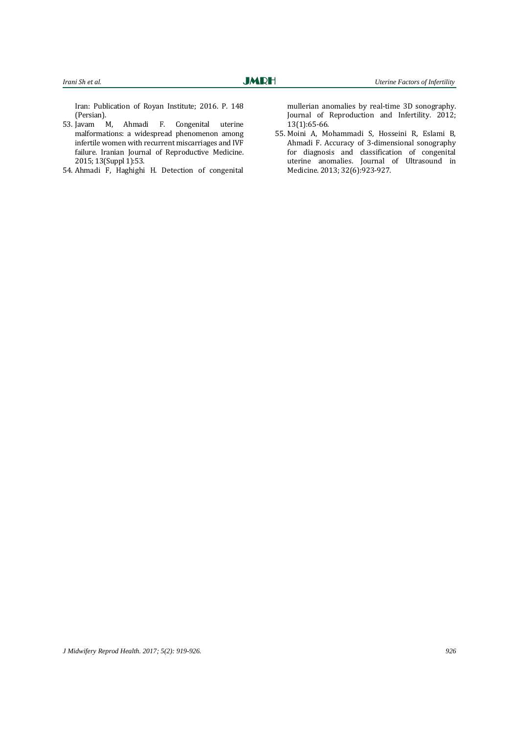Iran: Publication of Royan Institute; 2016. P. 148 (Persian).

53. Javam M, Ahmadi F. Congenital uterine malformations: a widespread phenomenon among infertile women with recurrent miscarriages and IVF failure. Iranian Journal of Reproductive Medicine. 2015; 13(Suppl 1):53.
54. Ahmadi F, Haghighi H. Detection of congenital mullerian anomalies by real-time 3D sonography. Journal of Reproduction and Infertility. 2012; 13(1):65-66.
55. Moini A, Mohammadi S, Hosseini R, Eslami B, Ahmadi F. Accuracy of 3-dimensional sonography for diagnosis and classification of congenital uterine anomalies. Journal of Ultrasound in Medicine. 2013; 32(6):923-927.